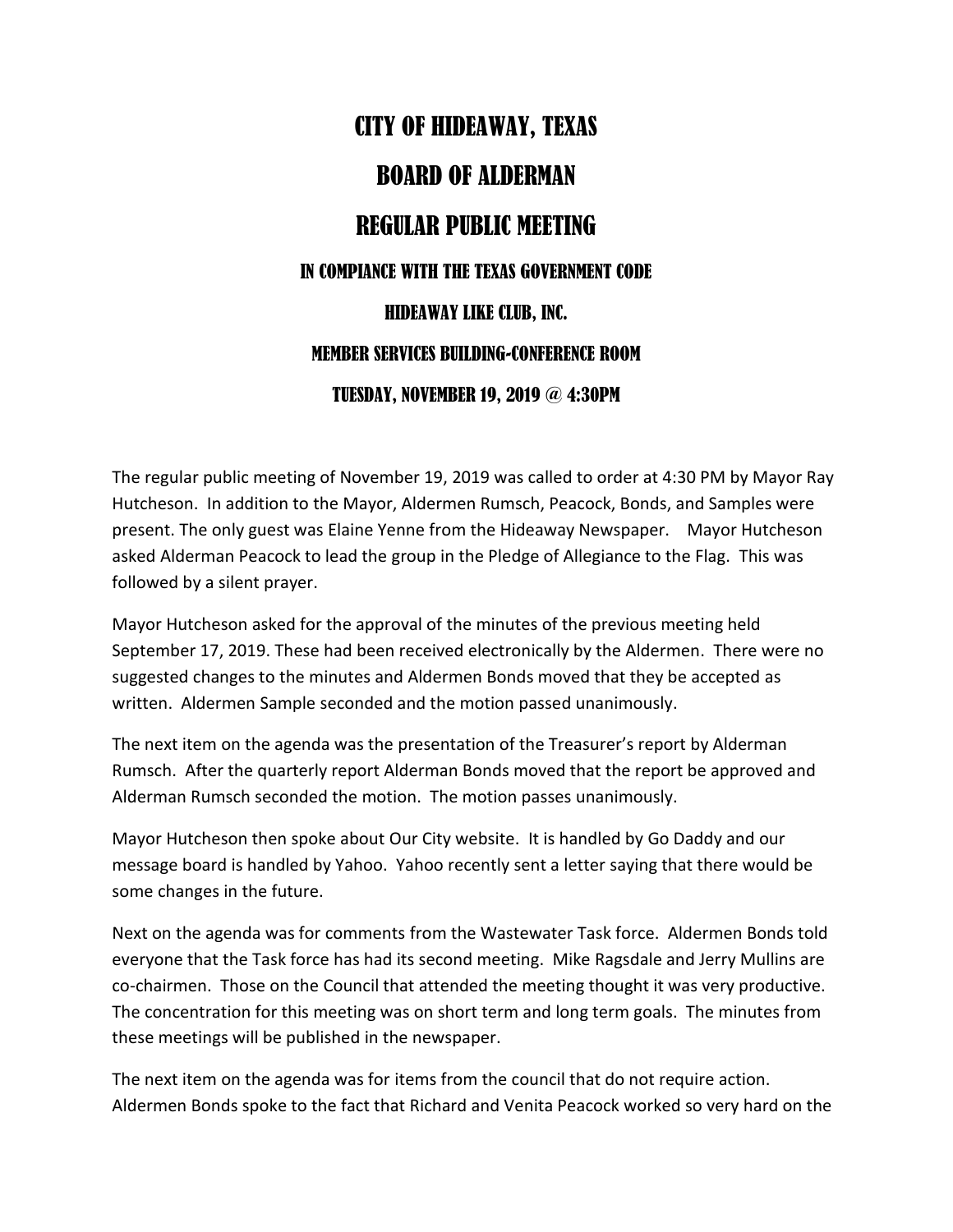# CITY OF HIDEAWAY, TEXAS

# BOARD OF ALDERMAN

# REGULAR PUBLIC MEETING

### IN COMPIANCE WITH THE TEXAS GOVERNMENT CODE

### HIDEAWAY LIKE CLUB, INC.

### MEMBER SERVICES BUILDING-CONFERENCE ROOM

### TUESDAY, NOVEMBER 19, 2019 @ 4:30PM

The regular public meeting of November 19, 2019 was called to order at 4:30 PM by Mayor Ray Hutcheson. In addition to the Mayor, Aldermen Rumsch, Peacock, Bonds, and Samples were present. The only guest was Elaine Yenne from the Hideaway Newspaper. Mayor Hutcheson asked Alderman Peacock to lead the group in the Pledge of Allegiance to the Flag. This was followed by a silent prayer.

Mayor Hutcheson asked for the approval of the minutes of the previous meeting held September 17, 2019. These had been received electronically by the Aldermen. There were no suggested changes to the minutes and Aldermen Bonds moved that they be accepted as written. Aldermen Sample seconded and the motion passed unanimously.

The next item on the agenda was the presentation of the Treasurer's report by Alderman Rumsch. After the quarterly report Alderman Bonds moved that the report be approved and Alderman Rumsch seconded the motion. The motion passes unanimously.

Mayor Hutcheson then spoke about Our City website. It is handled by Go Daddy and our message board is handled by Yahoo. Yahoo recently sent a letter saying that there would be some changes in the future.

Next on the agenda was for comments from the Wastewater Task force. Aldermen Bonds told everyone that the Task force has had its second meeting. Mike Ragsdale and Jerry Mullins are co-chairmen. Those on the Council that attended the meeting thought it was very productive. The concentration for this meeting was on short term and long term goals. The minutes from these meetings will be published in the newspaper.

The next item on the agenda was for items from the council that do not require action. Aldermen Bonds spoke to the fact that Richard and Venita Peacock worked so very hard on the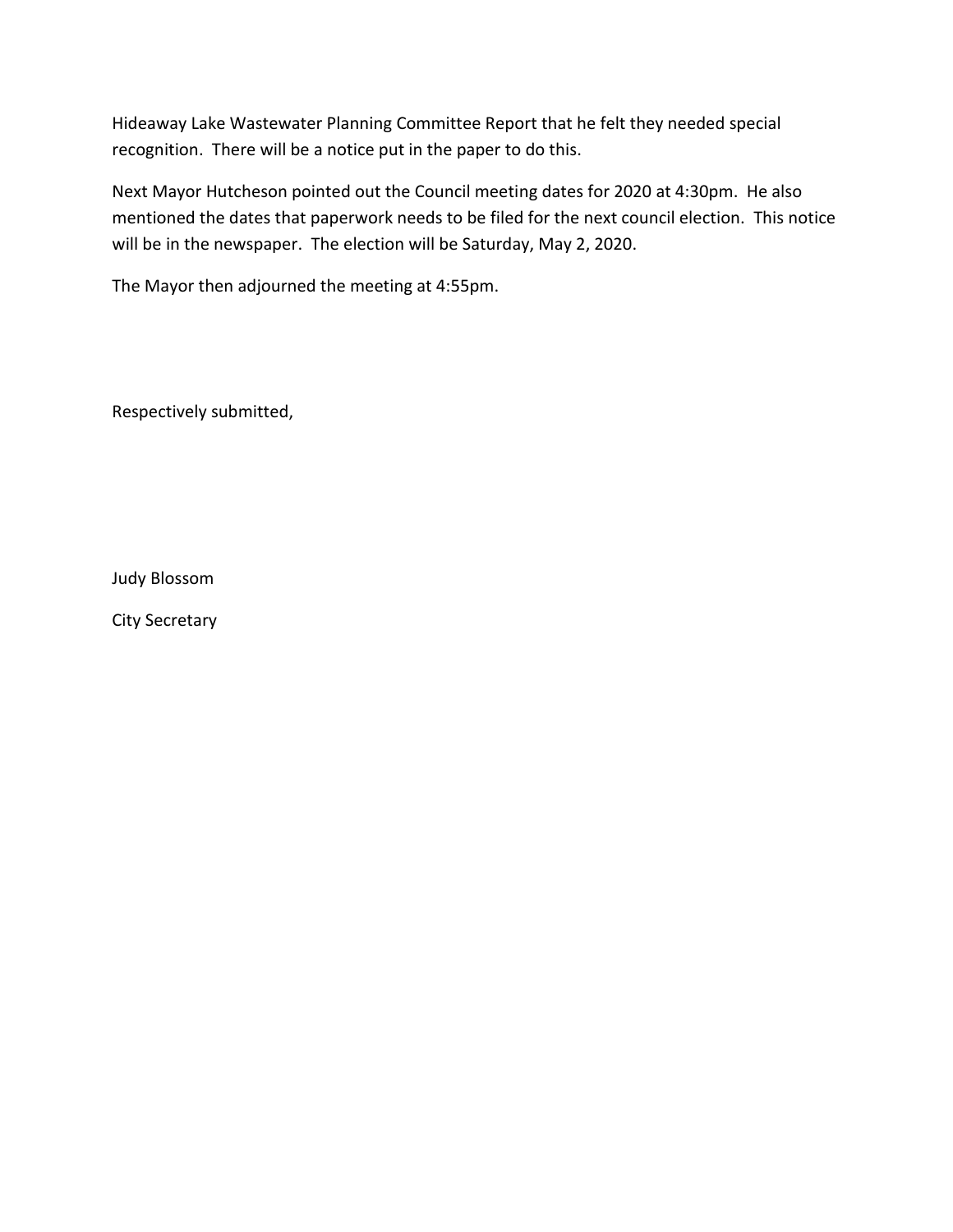Hideaway Lake Wastewater Planning Committee Report that he felt they needed special recognition. There will be a notice put in the paper to do this.

Next Mayor Hutcheson pointed out the Council meeting dates for 2020 at 4:30pm. He also mentioned the dates that paperwork needs to be filed for the next council election. This notice will be in the newspaper. The election will be Saturday, May 2, 2020.

The Mayor then adjourned the meeting at 4:55pm.

Respectively submitted,

Judy Blossom

City Secretary